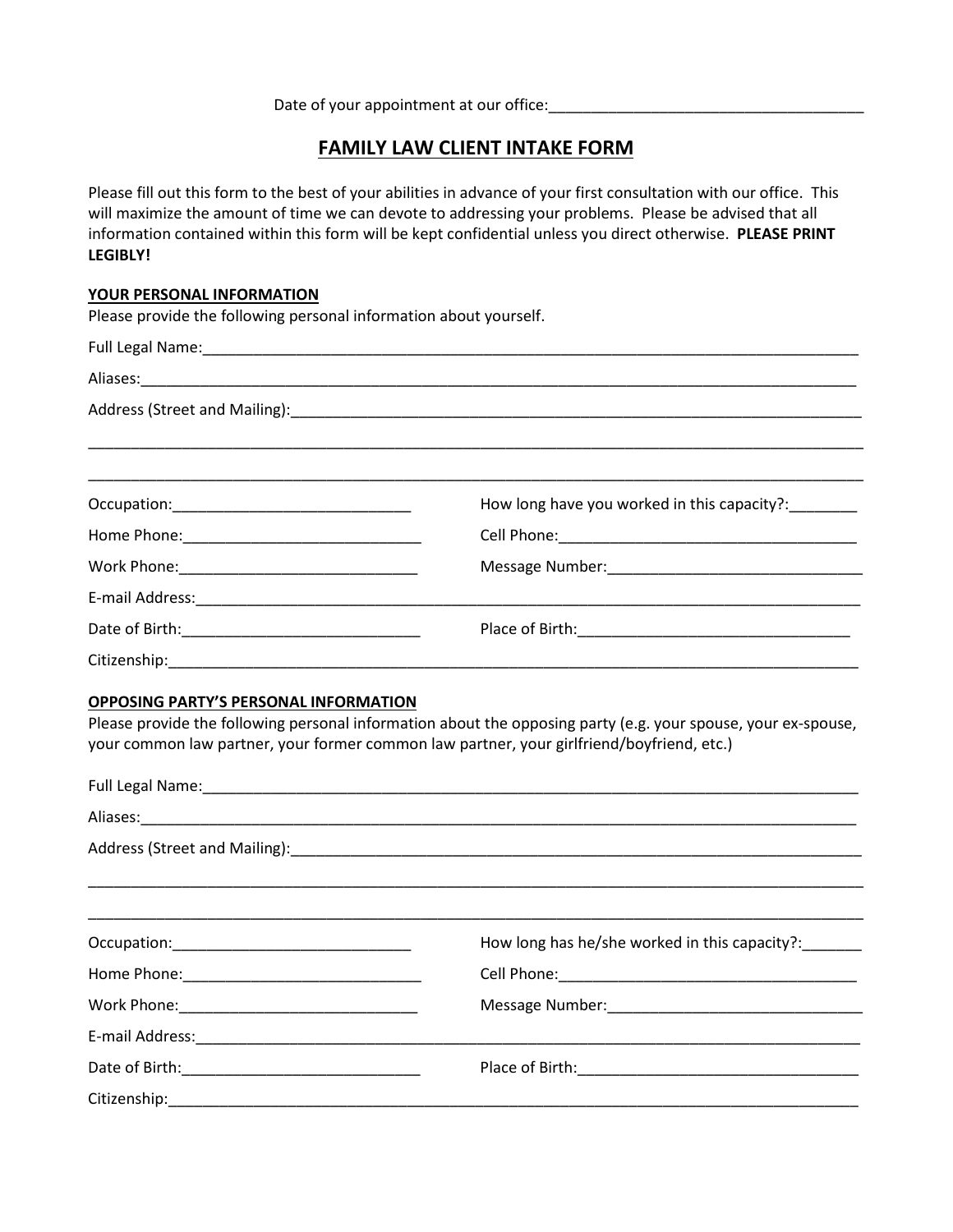Date of your appointment at our office:_____________________________________

# FAMILY LAW CLIENT INTAKE FORM

Please fill out this form to the best of your abilities in advance of your first consultation with our office. This will maximize the amount of time we can devote to addressing your problems. Please be advised that all information contained within this form will be kept confidential unless you direct otherwise. **PLEASE PRINT LEGIBLY!**

## YOUR PERSONAL INFORMATION

Please provide the following personal information about yourself.

Full Legal Name:_______________________________________________________________________________

Aliases:_______________________________________________________________________________________

Address (Street and Mailing):____________________________________________________________________

_______________________________________________________________________________________________

_______________________________________________________________________________________________

Occupation:____________________________ How long have you worked in this capacity?:________

Home Phone:____________________________ Cell Phone:____________________________________

Work Phone:____________________________ Message Number:_______________________________

E-mail Address:__________________________________________________________________________________

Date of Birth:____________________________ Place of Birth:________________________________

Citizenship:_____________________________________________________________________________________

## OPPOSING PARTY'S PERSONAL INFORMATION

Please provide the following personal information about the opposing party (e.g. your spouse, your ex-spouse, your common law partner, your former common law partner, your girlfriend/boyfriend, etc.)

Full Legal Name:_______________________________________________________________________________

Aliases:_______________________________________________________________________________________

Address (Street and Mailing):____________________________________________________________________

_______________________________________________________________________________________________

_______________________________________________________________________________________________

Occupation:____________________________ How long has he/she worked in this capacity?:_______

Home Phone:____________________________ Cell Phone:____________________________________

Work Phone:____________________________ Message Number:_______________________________

E-mail Address:__________________________________________________________________________________

Date of Birth:____________________________ Place of Birth:_________________________________

Citizenship:_____________________________________________________________________________________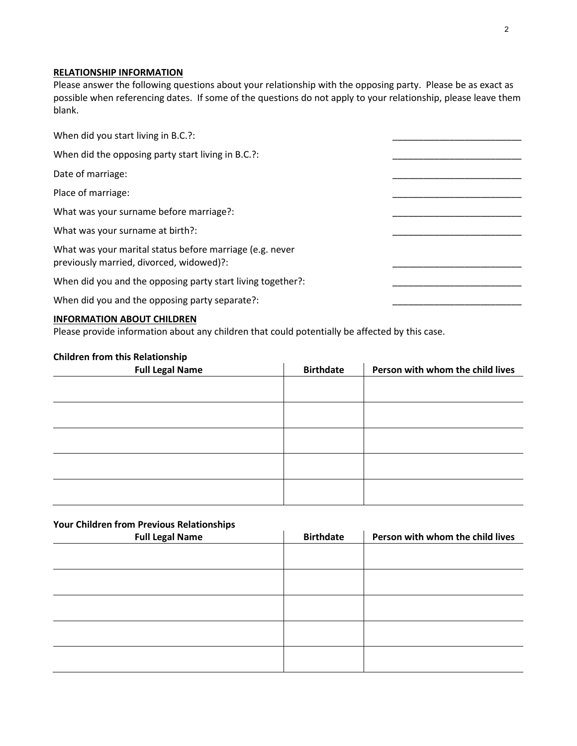**RELATIONSHIP INFORMATION**

Please answer the following questions about your relationship with the opposing party. Please be as exact as possible when referencing dates. If some of the questions do not apply to your relationship, please leave them blank.

When did you start living in B.C.?: _________________________

When did the opposing party start living in B.C.?: _________________________

Date of marriage: _________________________

Place of marriage: _________________________

What was your surname before marriage?: _________________________

What was your surname at birth?: _________________________

What was your marital status before marriage (e.g. never previously married, divorced, widowed)?: _________________________

When did you and the opposing party start living together?: _________________________

When did you and the opposing party separate?: _________________________

**INFORMATION ABOUT CHILDREN**

Please provide information about any children that could potentially be affected by this case.

**Children from this Relationship**

| Full Legal Name | Birthdate | Person with whom the child lives |
|---|---|---|
| | | |
| | | |
| | | |
| | | |
| | | |

**Your Children from Previous Relationships**

| Full Legal Name | Birthdate | Person with whom the child lives |
|---|---|---|
| | | |
| | | |
| | | |
| | | |
| | | |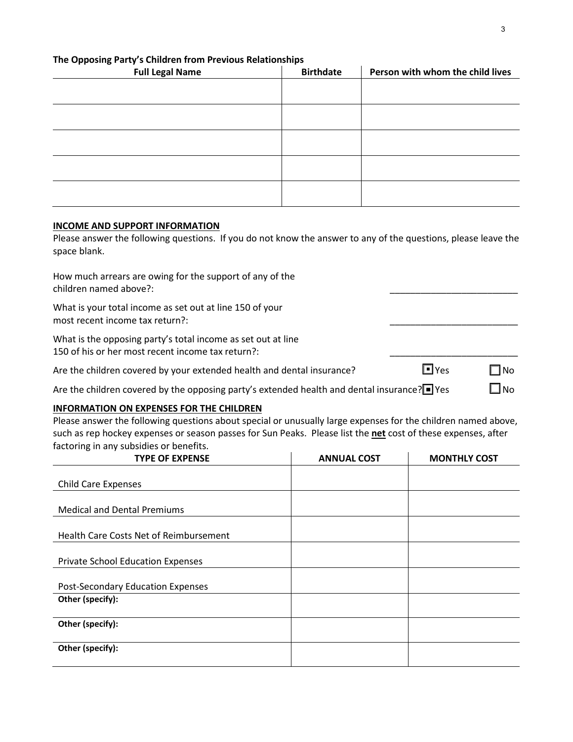**The Opposing Party's Children from Previous Relationships**

| Full Legal Name | Birthdate | Person with whom the child lives |
|---|---|---|
| | | |
| | | |
| | | |
| | | |
| | | |

**INCOME AND SUPPORT INFORMATION**

Please answer the following questions. If you do not know the answer to any of the questions, please leave the space blank.

How much arrears are owing for the support of any of the children named above?: ________________________

What is your total income as set out at line 150 of your most recent income tax return?: ________________________

What is the opposing party's total income as set out at line 150 of his or her most recent income tax return?: ________________________

Are the children covered by your extended health and dental insurance? ☒ Yes ☐ No

Are the children covered by the opposing party's extended health and dental insurance? ☒ Yes ☐ No

**INFORMATION ON EXPENSES FOR THE CHILDREN**

Please answer the following questions about special or unusually large expenses for the children named above, such as rep hockey expenses or season passes for Sun Peaks. Please list the **net** cost of these expenses, after factoring in any subsidies or benefits.

| TYPE OF EXPENSE | ANNUAL COST | MONTHLY COST |
|---|---|---|
| Child Care Expenses | | |
| Medical and Dental Premiums | | |
| Health Care Costs Net of Reimbursement | | |
| Private School Education Expenses | | |
| Post-Secondary Education Expenses | | |
| **Other (specify):** | | |
| **Other (specify):** | | |
| **Other (specify):** | | |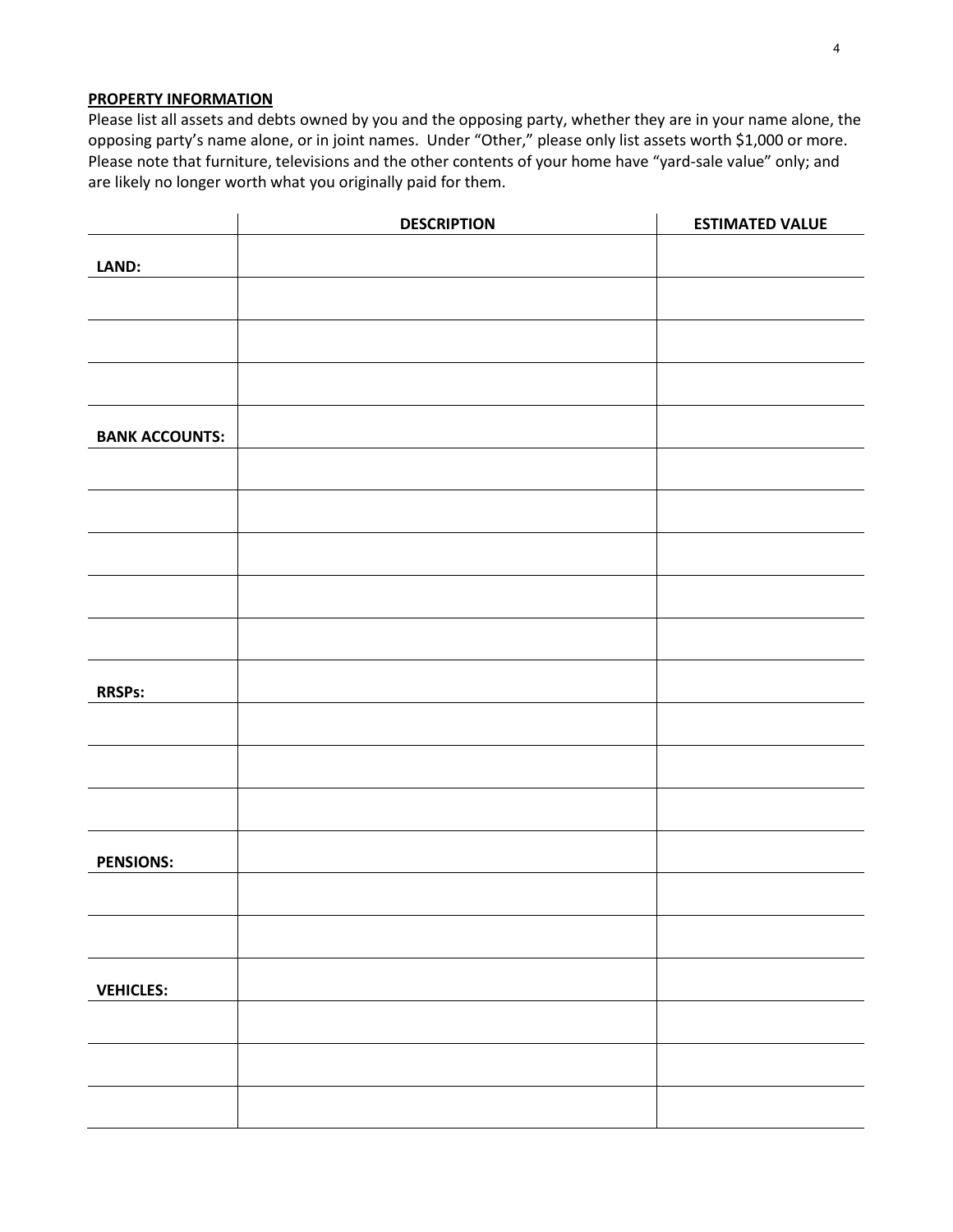**PROPERTY INFORMATION**

Please list all assets and debts owned by you and the opposing party, whether they are in your name alone, the opposing party's name alone, or in joint names. Under "Other," please only list assets worth $1,000 or more. Please note that furniture, televisions and the other contents of your home have "yard-sale value" only; and are likely no longer worth what you originally paid for them.

| | DESCRIPTION | ESTIMATED VALUE |
|---|---|---|
| **LAND:** | | |
| | | |
| | | |
| | | |
| **BANK ACCOUNTS:** | | |
| | | |
| | | |
| | | |
| | | |
| | | |
| **RRSPs:** | | |
| | | |
| | | |
| | | |
| **PENSIONS:** | | |
| | | |
| | | |
| **VEHICLES:** | | |
| | | |
| | | |
| | | |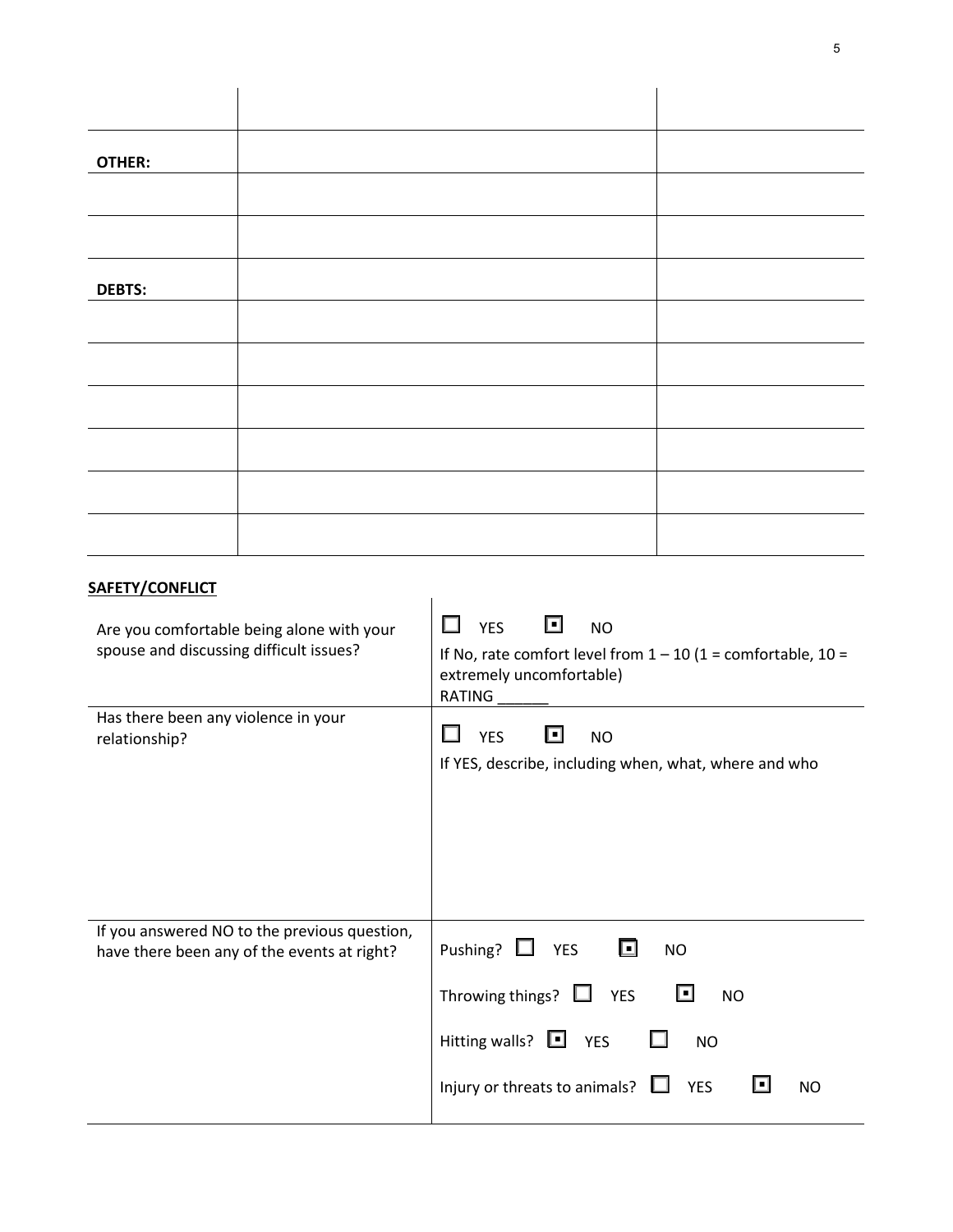| | | |
|---|---|---|
| | | |
| **OTHER:** | | |
| | | |
| | | |
| **DEBTS:** | | |
| | | |
| | | |
| | | |
| | | |
| | | |
| | | |

**SAFETY/CONFLICT**

| | |
|---|---|
| Are you comfortable being alone with your spouse and discussing difficult issues? | ☐ YES ☒ NO<br>If No, rate comfort level from 1 – 10 (1 = comfortable, 10 = extremely uncomfortable)<br>RATING ______ |
| Has there been any violence in your relationship? | ☐ YES ☒ NO<br>If YES, describe, including when, what, where and who |
| If you answered NO to the previous question, have there been any of the events at right? | Pushing? ☐ YES ☒ NO<br>Throwing things? ☐ YES ☒ NO<br>Hitting walls? ☒ YES ☐ NO<br>Injury or threats to animals? ☐ YES ☒ NO |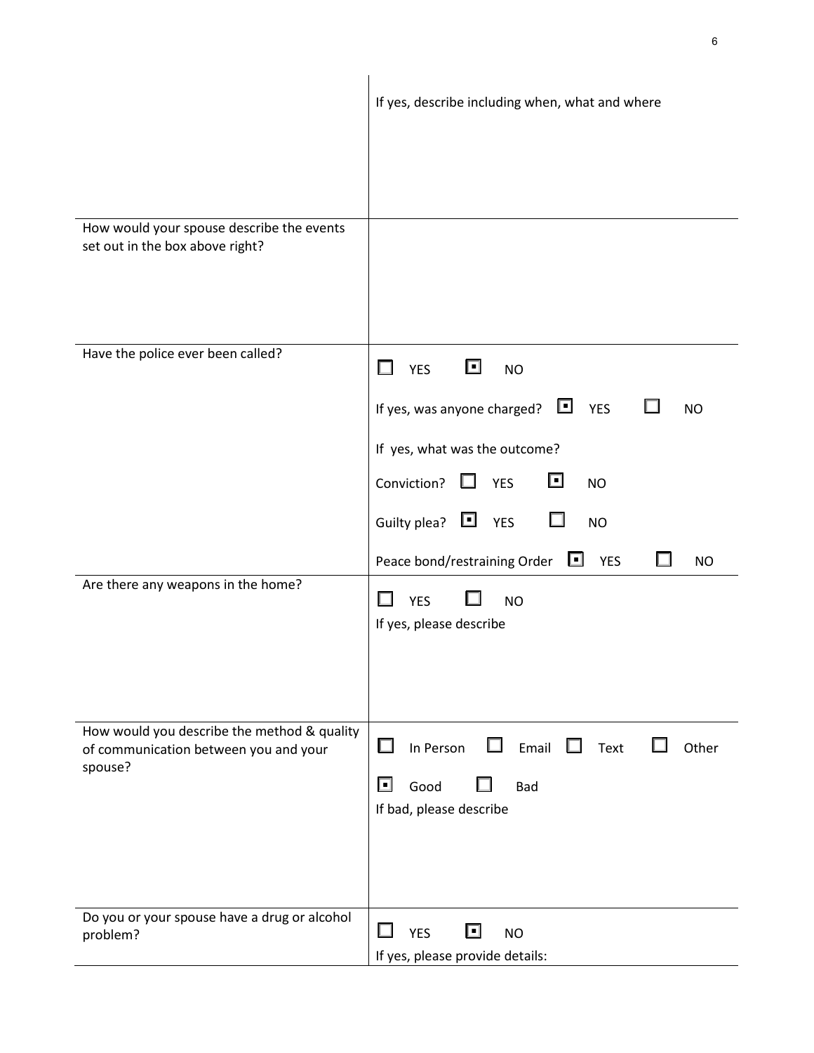| | |
|---|---|
| | If yes, describe including when, what and where |
| How would your spouse describe the events set out in the box above right? | |
| Have the police ever been called? | ☐ YES ☒ NO<br><br>If yes, was anyone charged? ☒ YES ☐ NO<br><br>If yes, what was the outcome?<br><br>Conviction? ☐ YES ☒ NO<br><br>Guilty plea? ☒ YES ☐ NO<br><br>Peace bond/restraining Order ☒ YES ☐ NO |
| Are there any weapons in the home? | ☐ YES ☐ NO<br>If yes, please describe |
| How would you describe the method & quality of communication between you and your spouse? | ☐ In Person ☐ Email ☐ Text ☐ Other<br><br>☒ Good ☐ Bad<br>If bad, please describe |
| Do you or your spouse have a drug or alcohol problem? | ☐ YES ☒ NO<br>If yes, please provide details: |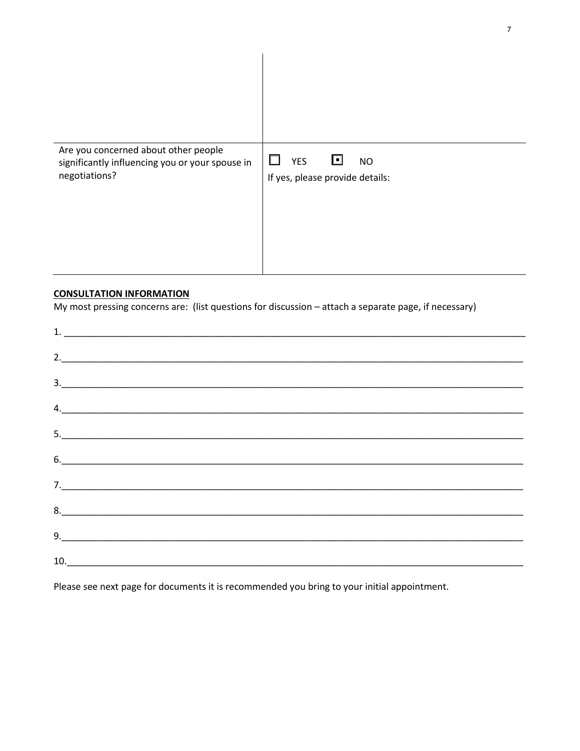| | |
|---|---|
| | |
| Are you concerned about other people significantly influencing you or your spouse in negotiations? | ☐ YES ☒ NO<br>If yes, please provide details: |

**CONSULTATION INFORMATION**

My most pressing concerns are: (list questions for discussion – attach a separate page, if necessary)

1. ______________________________________________________________________________

2. ______________________________________________________________________________

3. ______________________________________________________________________________

4. ______________________________________________________________________________

5. ______________________________________________________________________________

6. ______________________________________________________________________________

7. ______________________________________________________________________________

8. ______________________________________________________________________________

9. ______________________________________________________________________________

10. _____________________________________________________________________________

Please see next page for documents it is recommended you bring to your initial appointment.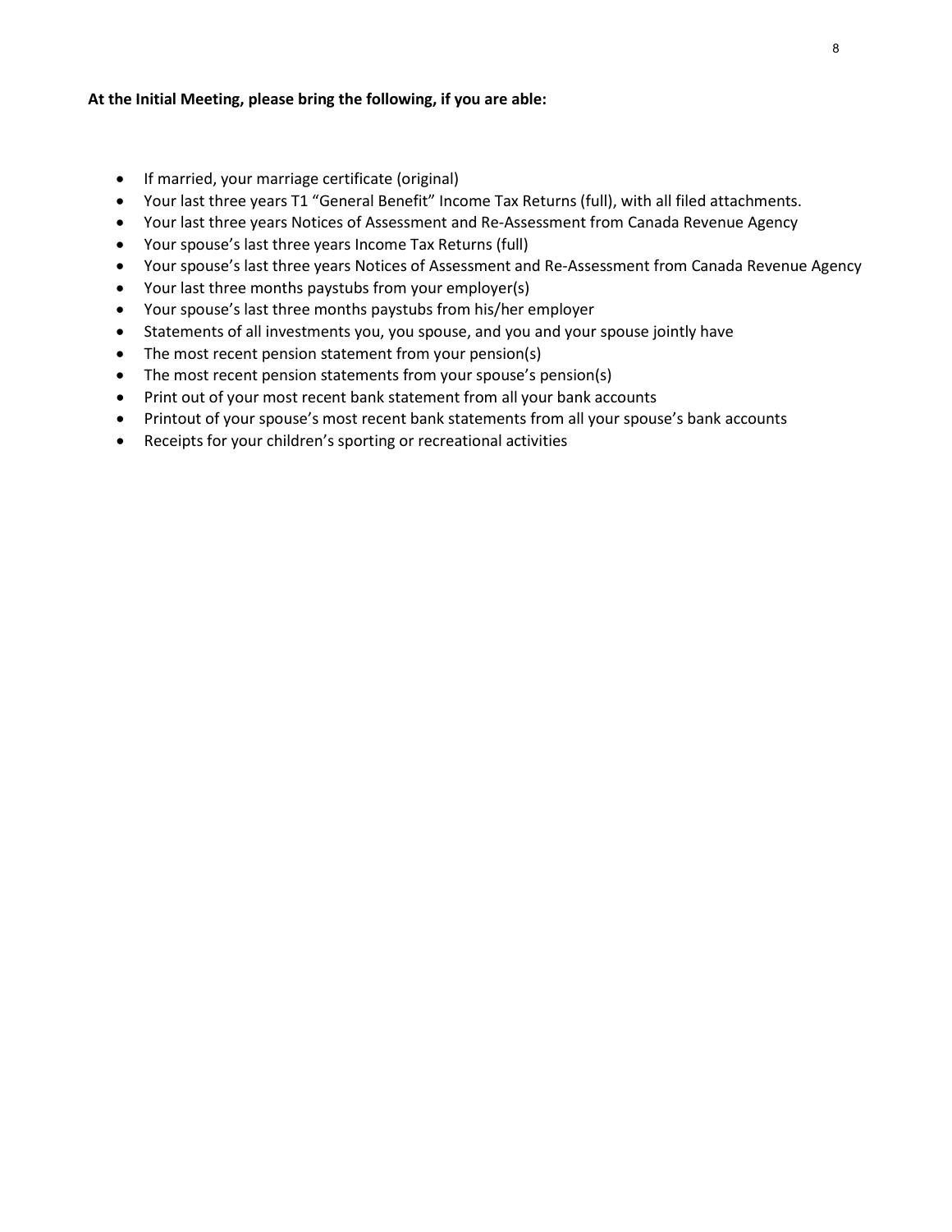**At the Initial Meeting, please bring the following, if you are able:**

- If married, your marriage certificate (original)
- Your last three years T1 "General Benefit" Income Tax Returns (full), with all filed attachments.
- Your last three years Notices of Assessment and Re-Assessment from Canada Revenue Agency
- Your spouse's last three years Income Tax Returns (full)
- Your spouse's last three years Notices of Assessment and Re-Assessment from Canada Revenue Agency
- Your last three months paystubs from your employer(s)
- Your spouse's last three months paystubs from his/her employer
- Statements of all investments you, you spouse, and you and your spouse jointly have
- The most recent pension statement from your pension(s)
- The most recent pension statements from your spouse's pension(s)
- Print out of your most recent bank statement from all your bank accounts
- Printout of your spouse's most recent bank statements from all your spouse's bank accounts
- Receipts for your children's sporting or recreational activities